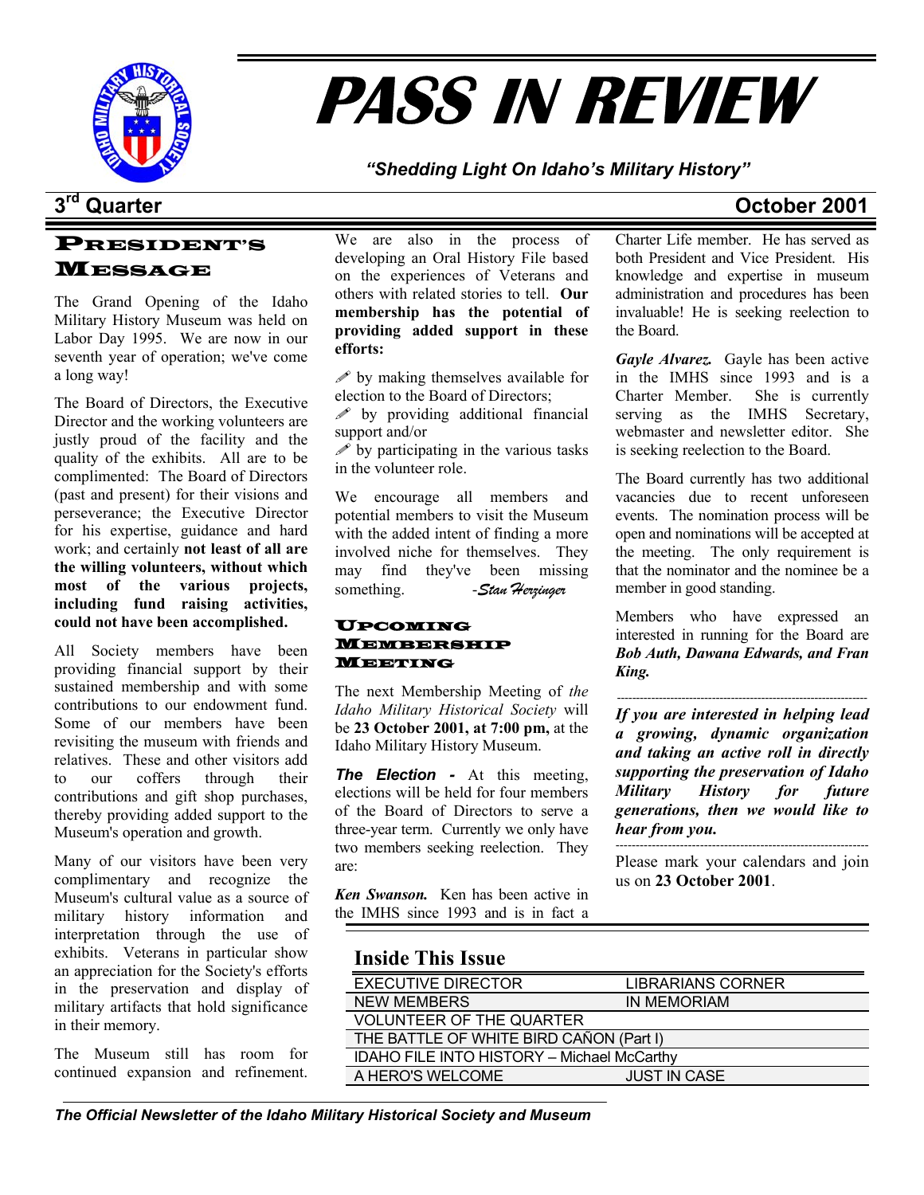# PASS IN REVIEW

*"Shedding Light On Idaho's Military History"*

**3rd Quarter** **October 2001**

## PRESIDENT'S MESSAGE

The Grand Opening of the Idaho Military History Museum was held on Labor Day 1995. We are now in our seventh year of operation; we've come a long way!

The Board of Directors, the Executive Director and the working volunteers are justly proud of the facility and the quality of the exhibits. All are to be complimented: The Board of Directors (past and present) for their visions and perseverance; the Executive Director for his expertise, guidance and hard work; and certainly **not least of all are the willing volunteers, without which most of the various projects, including fund raising activities, could not have been accomplished.**

All Society members have been providing financial support by their sustained membership and with some contributions to our endowment fund. Some of our members have been revisiting the museum with friends and relatives. These and other visitors add to our coffers through their contributions and gift shop purchases, thereby providing added support to the Museum's operation and growth.

Many of our visitors have been very complimentary and recognize the Museum's cultural value as a source of military history information and interpretation through the use of exhibits. Veterans in particular show an appreciation for the Society's efforts in the preservation and display of military artifacts that hold significance in their memory.

The Museum still has room for continued expansion and refinement. We are also in the process of developing an Oral History File based on the experiences of Veterans and others with related stories to tell. **Our membership has the potential of providing added support in these efforts:**

✐ by making themselves available for election to the Board of Directors;
✐ by providing additional financial support and/or
✐ by participating in the various tasks in the volunteer role.

We encourage all members and potential members to visit the Museum with the added intent of finding a more involved niche for themselves. They may find they've been missing something. *-Stan Herzinger*

## UPCOMING MEMBERSHIP MEETING

The next Membership Meeting of *the Idaho Military Historical Society* will be **23 October 2001, at 7:00 pm,** at the Idaho Military History Museum.

***The Election -*** At this meeting, elections will be held for four members of the Board of Directors to serve a three-year term. Currently we only have two members seeking reelection. They are:

***Ken Swanson.*** Ken has been active in the IMHS since 1993 and is in fact a Charter Life member. He has served as both President and Vice President. His knowledge and expertise in museum administration and procedures has been invaluable! He is seeking reelection to the Board.

***Gayle Alvarez.*** Gayle has been active in the IMHS since 1993 and is a Charter Member. She is currently serving as the IMHS Secretary, webmaster and newsletter editor. She is seeking reelection to the Board.

The Board currently has two additional vacancies due to recent unforeseen events. The nomination process will be open and nominations will be accepted at the meeting. The only requirement is that the nominator and the nominee be a member in good standing.

Members who have expressed an interested in running for the Board are ***Bob Auth, Dawana Edwards, and Fran King.***

---

***If you are interested in helping lead a growing, dynamic organization and taking an active roll in directly supporting the preservation of Idaho Military History for future generations, then we would like to hear from you.***

---

Please mark your calendars and join us on **23 October 2001**.

## Inside This Issue

| | |
|---|---|
| EXECUTIVE DIRECTOR | LIBRARIANS CORNER |
| NEW MEMBERS | IN MEMORIAM |
| VOLUNTEER OF THE QUARTER | |
| THE BATTLE OF WHITE BIRD CAÑON (Part I) | |
| IDAHO FILE INTO HISTORY – Michael McCarthy | |
| A HERO'S WELCOME | JUST IN CASE |

*The Official Newsletter of the Idaho Military Historical Society and Museum*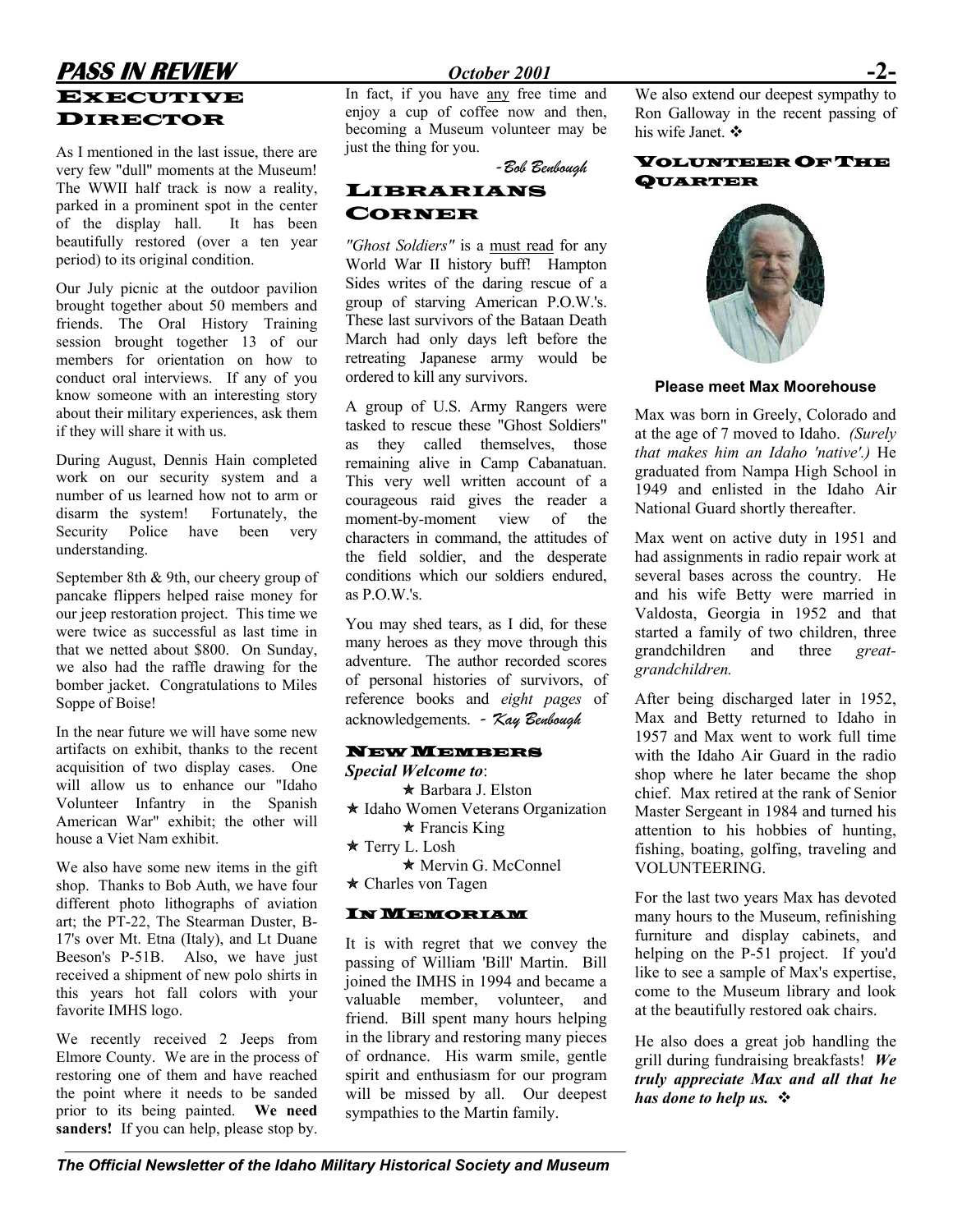## Executive Director

As I mentioned in the last issue, there are very few "dull" moments at the Museum! The WWII half track is now a reality, parked in a prominent spot in the center of the display hall. It has been beautifully restored (over a ten year period) to its original condition.

Our July picnic at the outdoor pavilion brought together about 50 members and friends. The Oral History Training session brought together 13 of our members for orientation on how to conduct oral interviews. If any of you know someone with an interesting story about their military experiences, ask them if they will share it with us.

During August, Dennis Hain completed work on our security system and a number of us learned how not to arm or disarm the system! Fortunately, the Security Police have been very understanding.

September 8th & 9th, our cheery group of pancake flippers helped raise money for our jeep restoration project. This time we were twice as successful as last time in that we netted about $800. On Sunday, we also had the raffle drawing for the bomber jacket. Congratulations to Miles Soppe of Boise!

In the near future we will have some new artifacts on exhibit, thanks to the recent acquisition of two display cases. One will allow us to enhance our "Idaho Volunteer Infantry in the Spanish American War" exhibit; the other will house a Viet Nam exhibit.

We also have some new items in the gift shop. Thanks to Bob Auth, we have four different photo lithographs of aviation art; the PT-22, The Stearman Duster, B-17's over Mt. Etna (Italy), and Lt Duane Beeson's P-51B. Also, we have just received a shipment of new polo shirts in this years hot fall colors with your favorite IMHS logo.

We recently received 2 Jeeps from Elmore County. We are in the process of restoring one of them and have reached the point where it needs to be sanded prior to its being painted. **We need sanders!** If you can help, please stop by. In fact, if you have any free time and enjoy a cup of coffee now and then, becoming a Museum volunteer may be just the thing for you.

*-Bob Benbough*

## Librarians Corner

*"Ghost Soldiers"* is a must read for any World War II history buff! Hampton Sides writes of the daring rescue of a group of starving American P.O.W.'s. These last survivors of the Bataan Death March had only days left before the retreating Japanese army would be ordered to kill any survivors.

A group of U.S. Army Rangers were tasked to rescue these "Ghost Soldiers" as they called themselves, those remaining alive in Camp Cabanatuan. This very well written account of a courageous raid gives the reader a moment-by-moment view of the characters in command, the attitudes of the field soldier, and the desperate conditions which our soldiers endured, as P.O.W.'s.

You may shed tears, as I did, for these many heroes as they move through this adventure. The author recorded scores of personal histories of survivors, of reference books and *eight pages* of acknowledgements. *- Kay Benbough*

## New Members

***Special Welcome to***:

★ Barbara J. Elston
★ Idaho Women Veterans Organization
★ Francis King
★ Terry L. Losh
★ Mervin G. McConnel
★ Charles von Tagen

## In Memoriam

It is with regret that we convey the passing of William 'Bill' Martin. Bill joined the IMHS in 1994 and became a valuable member, volunteer, and friend. Bill spent many hours helping in the library and restoring many pieces of ordnance. His warm smile, gentle spirit and enthusiasm for our program will be missed by all. Our deepest sympathies to the Martin family.

We also extend our deepest sympathy to Ron Galloway in the recent passing of his wife Janet. ❖

## Volunteer Of The Quarter

**Please meet Max Moorehouse**

Max was born in Greely, Colorado and at the age of 7 moved to Idaho. *(Surely that makes him an Idaho 'native'.)* He graduated from Nampa High School in 1949 and enlisted in the Idaho Air National Guard shortly thereafter.

Max went on active duty in 1951 and had assignments in radio repair work at several bases across the country. He and his wife Betty were married in Valdosta, Georgia in 1952 and that started a family of two children, three grandchildren and three *great-grandchildren.*

After being discharged later in 1952, Max and Betty returned to Idaho in 1957 and Max went to work full time with the Idaho Air Guard in the radio shop where he later became the shop chief. Max retired at the rank of Senior Master Sergeant in 1984 and turned his attention to his hobbies of hunting, fishing, boating, golfing, traveling and VOLUNTEERING.

For the last two years Max has devoted many hours to the Museum, refinishing furniture and display cabinets, and helping on the P-51 project. If you'd like to see a sample of Max's expertise, come to the Museum library and look at the beautifully restored oak chairs.

He also does a great job handling the grill during fundraising breakfasts! ***We truly appreciate Max and all that he has done to help us.*** ❖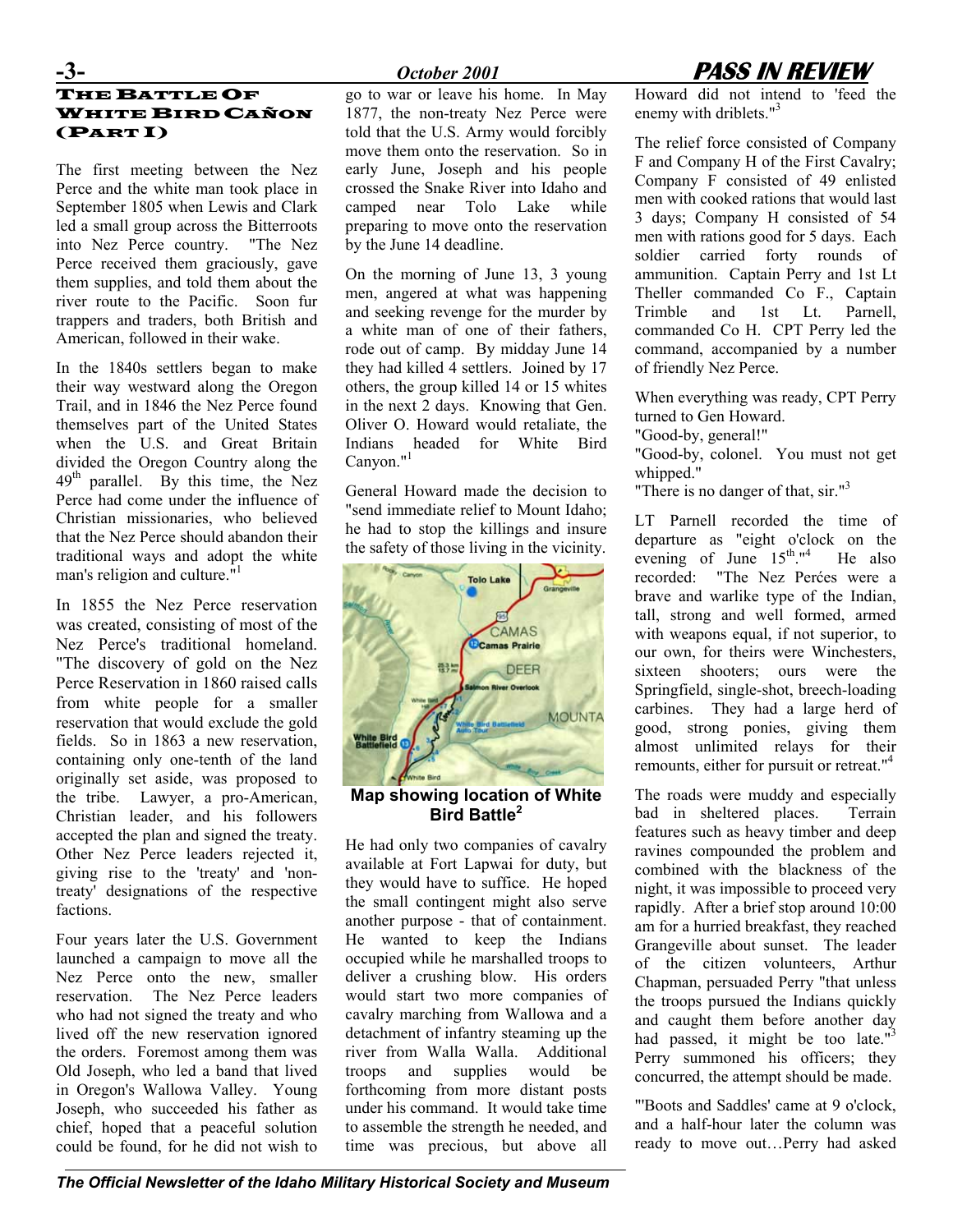## THE BATTLE OF WHITE BIRD CAÑON (PART I)

The first meeting between the Nez Perce and the white man took place in September 1805 when Lewis and Clark led a small group across the Bitterroots into Nez Perce country. "The Nez Perce received them graciously, gave them supplies, and told them about the river route to the Pacific. Soon fur trappers and traders, both British and American, followed in their wake.

In the 1840s settlers began to make their way westward along the Oregon Trail, and in 1846 the Nez Perce found themselves part of the United States when the U.S. and Great Britain divided the Oregon Country along the 49th parallel. By this time, the Nez Perce had come under the influence of Christian missionaries, who believed that the Nez Perce should abandon their traditional ways and adopt the white man's religion and culture."[1]

In 1855 the Nez Perce reservation was created, consisting of most of the Nez Perce's traditional homeland. "The discovery of gold on the Nez Perce Reservation in 1860 raised calls from white people for a smaller reservation that would exclude the gold fields. So in 1863 a new reservation, containing only one-tenth of the land originally set aside, was proposed to the tribe. Lawyer, a pro-American, Christian leader, and his followers accepted the plan and signed the treaty. Other Nez Perce leaders rejected it, giving rise to the 'treaty' and 'non-treaty' designations of the respective factions.

Four years later the U.S. Government launched a campaign to move all the Nez Perce onto the new, smaller reservation. The Nez Perce leaders who had not signed the treaty and who lived off the new reservation ignored the orders. Foremost among them was Old Joseph, who led a band that lived in Oregon's Wallowa Valley. Young Joseph, who succeeded his father as chief, hoped that a peaceful solution could be found, for he did not wish to go to war or leave his home. In May 1877, the non-treaty Nez Perce were told that the U.S. Army would forcibly move them onto the reservation. So in early June, Joseph and his people crossed the Snake River into Idaho and camped near Tolo Lake while preparing to move onto the reservation by the June 14 deadline.

On the morning of June 13, 3 young men, angered at what was happening and seeking revenge for the murder by a white man of one of their fathers, rode out of camp. By midday June 14 they had killed 4 settlers. Joined by 17 others, the group killed 14 or 15 whites in the next 2 days. Knowing that Gen. Oliver O. Howard would retaliate, the Indians headed for White Bird Canyon."[1]

General Howard made the decision to "send immediate relief to Mount Idaho; he had to stop the killings and insure the safety of those living in the vicinity.

**Map showing location of White Bird Battle[2]**

He had only two companies of cavalry available at Fort Lapwai for duty, but they would have to suffice. He hoped the small contingent might also serve another purpose - that of containment. He wanted to keep the Indians occupied while he marshalled troops to deliver a crushing blow. His orders would start two more companies of cavalry marching from Wallowa and a detachment of infantry steaming up the river from Walla Walla. Additional troops and supplies would be forthcoming from more distant posts under his command. It would take time to assemble the strength he needed, and time was precious, but above all Howard did not intend to 'feed the enemy with driblets."[3]

The relief force consisted of Company F and Company H of the First Cavalry; Company F consisted of 49 enlisted men with cooked rations that would last 3 days; Company H consisted of 54 men with rations good for 5 days. Each soldier carried forty rounds of ammunition. Captain Perry and 1st Lt Theller commanded Co F., Captain Trimble and 1st Lt. Parnell, commanded Co H. CPT Perry led the command, accompanied by a number of friendly Nez Perce.

When everything was ready, CPT Perry turned to Gen Howard.
"Good-by, general!"
"Good-by, colonel. You must not get whipped."
"There is no danger of that, sir."[3]

LT Parnell recorded the time of departure as "eight o'clock on the evening of June 15th."[4] He also recorded: "The Nez Perćes were a brave and warlike type of the Indian, tall, strong and well formed, armed with weapons equal, if not superior, to our own, for theirs were Winchesters, sixteen shooters; ours were the Springfield, single-shot, breech-loading carbines. They had a large herd of good, strong ponies, giving them almost unlimited relays for their remounts, either for pursuit or retreat."[4]

The roads were muddy and especially bad in sheltered places. Terrain features such as heavy timber and deep ravines compounded the problem and combined with the blackness of the night, it was impossible to proceed very rapidly. After a brief stop around 10:00 am for a hurried breakfast, they reached Grangeville about sunset. The leader of the citizen volunteers, Arthur Chapman, persuaded Perry "that unless the troops pursued the Indians quickly and caught them before another day had passed, it might be too late."[3] Perry summoned his officers; they concurred, the attempt should be made.

"'Boots and Saddles' came at 9 o'clock, and a half-hour later the column was ready to move out…Perry had asked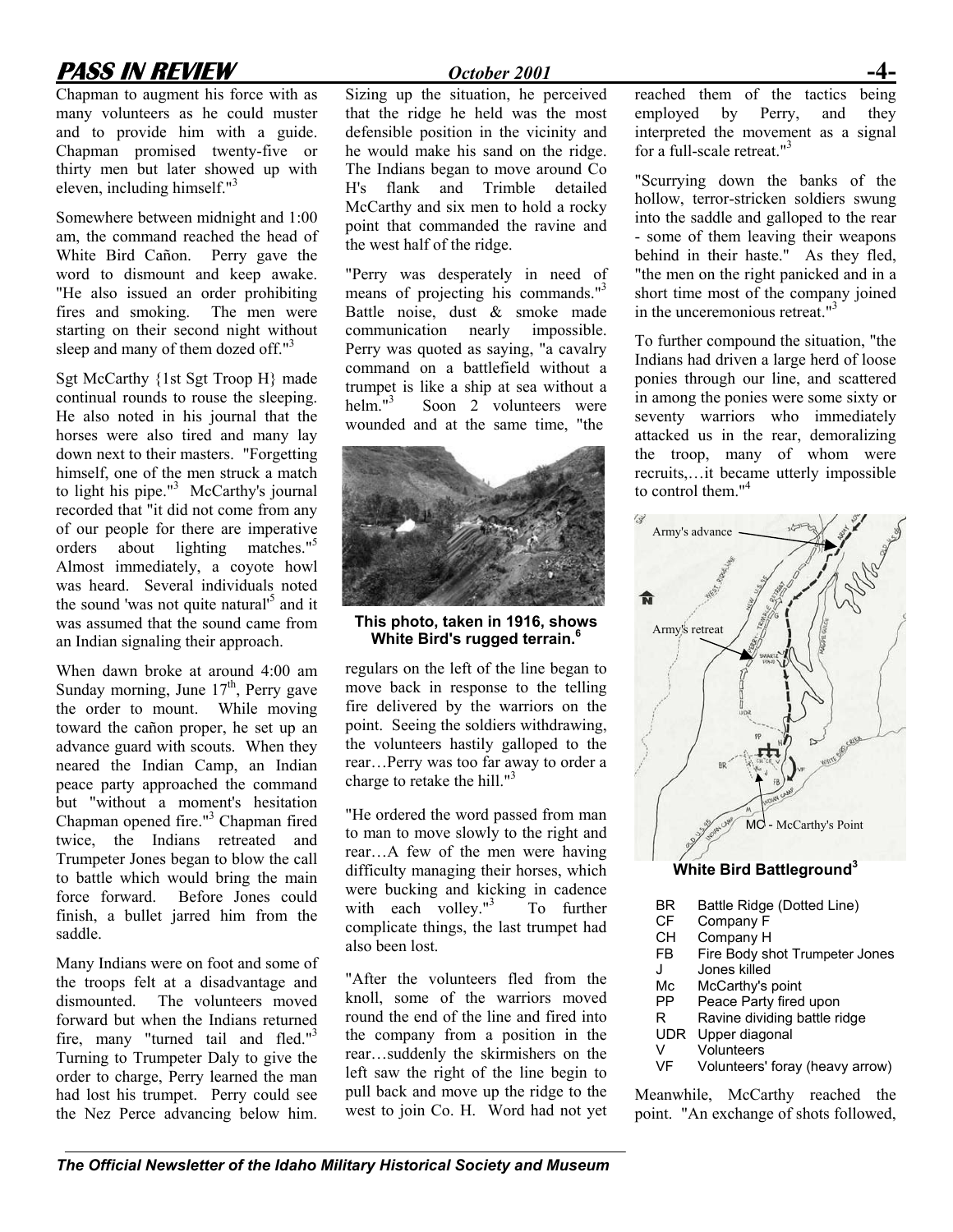Chapman to augment his force with as many volunteers as he could muster and to provide him with a guide. Chapman promised twenty-five or thirty men but later showed up with eleven, including himself."[3]

Somewhere between midnight and 1:00 am, the command reached the head of White Bird Cañon. Perry gave the word to dismount and keep awake. "He also issued an order prohibiting fires and smoking. The men were starting on their second night without sleep and many of them dozed off."[3]

Sgt McCarthy {1st Sgt Troop H} made continual rounds to rouse the sleeping. He also noted in his journal that the horses were also tired and many lay down next to their masters. "Forgetting himself, one of the men struck a match to light his pipe."[3] McCarthy's journal recorded that "it did not come from any of our people for there are imperative orders about lighting matches."[5] Almost immediately, a coyote howl was heard. Several individuals noted the sound 'was not quite natural'[5] and it was assumed that the sound came from an Indian signaling their approach.

When dawn broke at around 4:00 am Sunday morning, June 17th, Perry gave the order to mount. While moving toward the cañon proper, he set up an advance guard with scouts. When they neared the Indian Camp, an Indian peace party approached the command but "without a moment's hesitation Chapman opened fire."[3] Chapman fired twice, the Indians retreated and Trumpeter Jones began to blow the call to battle which would bring the main force forward. Before Jones could finish, a bullet jarred him from the saddle.

Many Indians were on foot and some of the troops felt at a disadvantage and dismounted. The volunteers moved forward but when the Indians returned fire, many "turned tail and fled."[3] Turning to Trumpeter Daly to give the order to charge, Perry learned the man had lost his trumpet. Perry could see the Nez Perce advancing below him. Sizing up the situation, he perceived that the ridge he held was the most defensible position in the vicinity and he would make his sand on the ridge. The Indians began to move around Co H's flank and Trimble detailed McCarthy and six men to hold a rocky point that commanded the ravine and the west half of the ridge.

"Perry was desperately in need of means of projecting his commands."[3] Battle noise, dust & smoke made communication nearly impossible. Perry was quoted as saying, "a cavalry command on a battlefield without a trumpet is like a ship at sea without a helm."[3] Soon 2 volunteers were wounded and at the same time, "the regulars on the left of the line began to move back in response to the telling fire delivered by the warriors on the point. Seeing the soldiers withdrawing, the volunteers hastily galloped to the rear…Perry was too far away to order a charge to retake the hill."[3]

**This photo, taken in 1916, shows White Bird's rugged terrain.[6]**

"He ordered the word passed from man to man to move slowly to the right and rear…A few of the men were having difficulty managing their horses, which were bucking and kicking in cadence with each volley."[3] To further complicate things, the last trumpet had also been lost.

"After the volunteers fled from the knoll, some of the warriors moved round the end of the line and fired into the company from a position in the rear…suddenly the skirmishers on the left saw the right of the line begin to pull back and move up the ridge to the west to join Co. H. Word had not yet reached them of the tactics being employed by Perry, and they interpreted the movement as a signal for a full-scale retreat."[3]

"Scurrying down the banks of the hollow, terror-stricken soldiers swung into the saddle and galloped to the rear - some of them leaving their weapons behind in their haste." As they fled, "the men on the right panicked and in a short time most of the company joined in the unceremonious retreat."[3]

To further compound the situation, "the Indians had driven a large herd of loose ponies through our line, and scattered in among the ponies were some sixty or seventy warriors who immediately attacked us in the rear, demoralizing the troop, many of whom were recruits,…it became utterly impossible to control them."[4]

**White Bird Battleground[3]**

| | |
|---|---|
| BR | Battle Ridge (Dotted Line) |
| CF | Company F |
| CH | Company H |
| FB | Fire Body shot Trumpeter Jones |
| J | Jones killed |
| Mc | McCarthy's point |
| PP | Peace Party fired upon |
| R | Ravine dividing battle ridge |
| UDR | Upper diagonal |
| V | Volunteers |
| VF | Volunteers' foray (heavy arrow) |

Meanwhile, McCarthy reached the point. "An exchange of shots followed,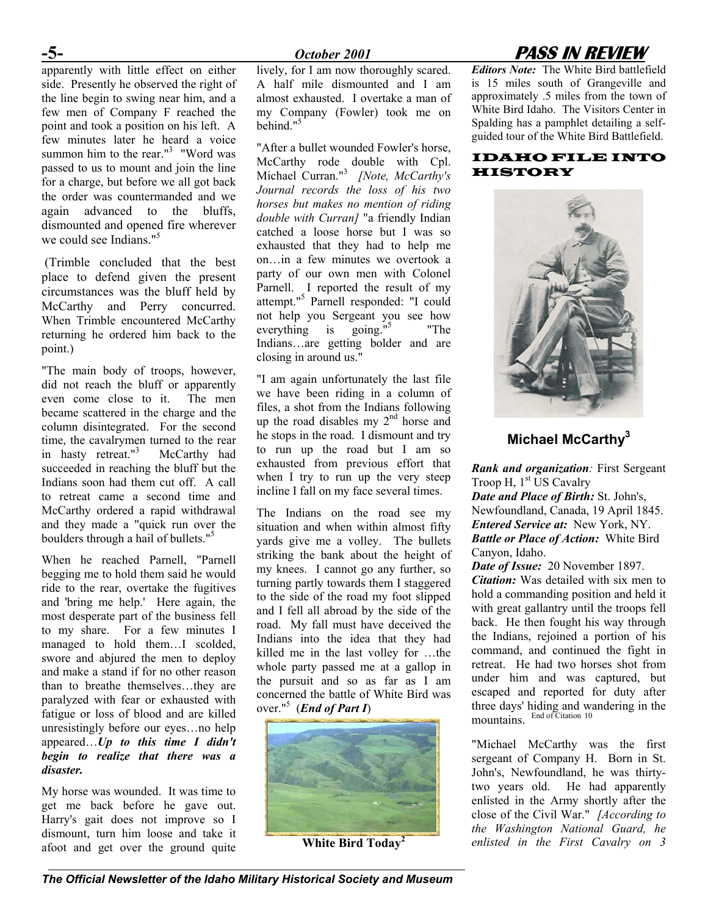apparently with little effect on either side. Presently he observed the right of the line begin to swing near him, and a few men of Company F reached the point and took a position on his left. A few minutes later he heard a voice summon him to the rear."[3] "Word was passed to us to mount and join the line for a charge, but before we all got back the order was countermanded and we again advanced to the bluffs, dismounted and opened fire wherever we could see Indians."[5]

(Trimble concluded that the best place to defend given the present circumstances was the bluff held by McCarthy and Perry concurred. When Trimble encountered McCarthy returning he ordered him back to the point.)

"The main body of troops, however, did not reach the bluff or apparently even come close to it. The men became scattered in the charge and the column disintegrated. For the second time, the cavalrymen turned to the rear in hasty retreat."[3] McCarthy had succeeded in reaching the bluff but the Indians soon had them cut off. A call to retreat came a second time and McCarthy ordered a rapid withdrawal and they made a "quick run over the boulders through a hail of bullets."[5]

When he reached Parnell, "Parnell begging me to hold them said he would ride to the rear, overtake the fugitives and 'bring me help.' Here again, the most desperate part of the business fell to my share. For a few minutes I managed to hold them…I scolded, swore and abjured the men to deploy and make a stand if for no other reason than to breathe themselves…they are paralyzed with fear or exhausted with fatigue or loss of blood and are killed unresistingly before our eyes…no help appeared…***Up to this time I didn't begin to realize that there was a disaster.***

My horse was wounded. It was time to get me back before he gave out. Harry's gait does not improve so I dismount, turn him loose and take it afoot and get over the ground quite lively, for I am now thoroughly scared. A half mile dismounted and I am almost exhausted. I overtake a man of my Company (Fowler) took me on behind."[5]

"After a bullet wounded Fowler's horse, McCarthy rode double with Cpl. Michael Curran."[3] *[Note, McCarthy's Journal records the loss of his two horses but makes no mention of riding double with Curran]* "a friendly Indian catched a loose horse but I was so exhausted that they had to help me on…in a few minutes we overtook a party of our own men with Colonel Parnell. I reported the result of my attempt."[5] Parnell responded: "I could not help you Sergeant you see how everything is going."[5] "The Indians…are getting bolder and are closing in around us."

"I am again unfortunately the last file we have been riding in a column of files, a shot from the Indians following up the road disables my 2nd horse and he stops in the road. I dismount and try to run up the road but I am so exhausted from previous effort that when I try to run up the very steep incline I fall on my face several times.

The Indians on the road see my situation and when within almost fifty yards give me a volley. The bullets striking the bank about the height of my knees. I cannot go any further, so turning partly towards them I staggered to the side of the road my foot slipped and I fell all abroad by the side of the road. My fall must have deceived the Indians into the idea that they had killed me in the last volley for …the whole party passed me at a gallop in the pursuit and so as far as I am concerned the battle of White Bird was over."[5] (***End of Part I***)

**White Bird Today**[2]

***Editors Note:*** The White Bird battlefield is 15 miles south of Grangeville and approximately .5 miles from the town of White Bird Idaho. The Visitors Center in Spalding has a pamphlet detailing a self-guided tour of the White Bird Battlefield.

## IDAHO FILE INTO HISTORY

**Michael McCarthy**[3]

***Rank and organization:*** First Sergeant Troop H, 1st US Cavalry
***Date and Place of Birth:*** St. John's, Newfoundland, Canada, 19 April 1845.
***Entered Service at:*** New York, NY.
***Battle or Place of Action:*** White Bird Canyon, Idaho.
***Date of Issue:*** 20 November 1897.
***Citation:*** Was detailed with six men to hold a commanding position and held it with great gallantry until the troops fell back. He then fought his way through the Indians, rejoined a portion of his command, and continued the fight in retreat. He had two horses shot from under him and was captured, but escaped and reported for duty after three days' hiding and wandering in the mountains. [End of Citation 10]

"Michael McCarthy was the first sergeant of Company H. Born in St. John's, Newfoundland, he was thirty-two years old. He had apparently enlisted in the Army shortly after the close of the Civil War." *[According to the Washington National Guard, he enlisted in the First Cavalry on 3*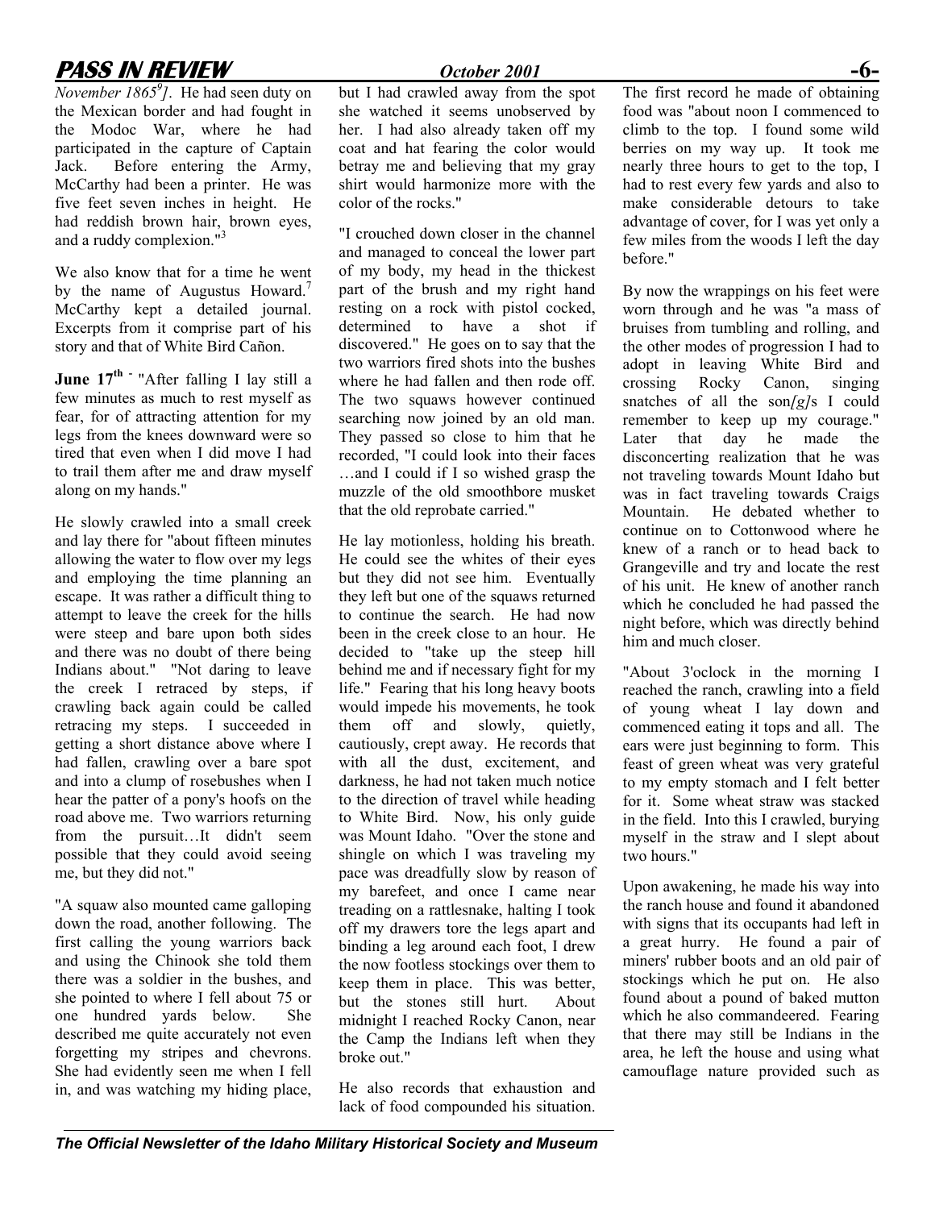*November 1865[9]]*. He had seen duty on the Mexican border and had fought in the Modoc War, where he had participated in the capture of Captain Jack. Before entering the Army, McCarthy had been a printer. He was five feet seven inches in height. He had reddish brown hair, brown eyes, and a ruddy complexion."[3]

We also know that for a time he went by the name of Augustus Howard.[7] McCarthy kept a detailed journal. Excerpts from it comprise part of his story and that of White Bird Cañon.

**June 17th -** "After falling I lay still a few minutes as much to rest myself as fear, for of attracting attention for my legs from the knees downward were so tired that even when I did move I had to trail them after me and draw myself along on my hands."

He slowly crawled into a small creek and lay there for "about fifteen minutes allowing the water to flow over my legs and employing the time planning an escape. It was rather a difficult thing to attempt to leave the creek for the hills were steep and bare upon both sides and there was no doubt of there being Indians about." "Not daring to leave the creek I retraced by steps, if crawling back again could be called retracing my steps. I succeeded in getting a short distance above where I had fallen, crawling over a bare spot and into a clump of rosebushes when I hear the patter of a pony's hoofs on the road above me. Two warriors returning from the pursuit…It didn't seem possible that they could avoid seeing me, but they did not."

"A squaw also mounted came galloping down the road, another following. The first calling the young warriors back and using the Chinook she told them there was a soldier in the bushes, and she pointed to where I fell about 75 or one hundred yards below. She described me quite accurately not even forgetting my stripes and chevrons. She had evidently seen me when I fell in, and was watching my hiding place, but I had crawled away from the spot she watched it seems unobserved by her. I had also already taken off my coat and hat fearing the color would betray me and believing that my gray shirt would harmonize more with the color of the rocks."

"I crouched down closer in the channel and managed to conceal the lower part of my body, my head in the thickest part of the brush and my right hand resting on a rock with pistol cocked, determined to have a shot if discovered." He goes on to say that the two warriors fired shots into the bushes where he had fallen and then rode off. The two squaws however continued searching now joined by an old man. They passed so close to him that he recorded, "I could look into their faces …and I could if I so wished grasp the muzzle of the old smoothbore musket that the old reprobate carried."

He lay motionless, holding his breath. He could see the whites of their eyes but they did not see him. Eventually they left but one of the squaws returned to continue the search. He had now been in the creek close to an hour. He decided to "take up the steep hill behind me and if necessary fight for my life." Fearing that his long heavy boots would impede his movements, he took them off and slowly, quietly, cautiously, crept away. He records that with all the dust, excitement, and darkness, he had not taken much notice to the direction of travel while heading to White Bird. Now, his only guide was Mount Idaho. "Over the stone and shingle on which I was traveling my pace was dreadfully slow by reason of my barefeet, and once I came near treading on a rattlesnake, halting I took off my drawers tore the legs apart and binding a leg around each foot, I drew the now footless stockings over them to keep them in place. This was better, but the stones still hurt. About midnight I reached Rocky Canon, near the Camp the Indians left when they broke out."

He also records that exhaustion and lack of food compounded his situation. The first record he made of obtaining food was "about noon I commenced to climb to the top. I found some wild berries on my way up. It took me nearly three hours to get to the top, I had to rest every few yards and also to make considerable detours to take advantage of cover, for I was yet only a few miles from the woods I left the day before."

By now the wrappings on his feet were worn through and he was "a mass of bruises from tumbling and rolling, and the other modes of progression I had to adopt in leaving White Bird and crossing Rocky Canon, singing snatches of all the son*[g]*s I could remember to keep up my courage." Later that day he made the disconcerting realization that he was not traveling towards Mount Idaho but was in fact traveling towards Craigs Mountain. He debated whether to continue on to Cottonwood where he knew of a ranch or to head back to Grangeville and try and locate the rest of his unit. He knew of another ranch which he concluded he had passed the night before, which was directly behind him and much closer.

"About 3'oclock in the morning I reached the ranch, crawling into a field of young wheat I lay down and commenced eating it tops and all. The ears were just beginning to form. This feast of green wheat was very grateful to my empty stomach and I felt better for it. Some wheat straw was stacked in the field. Into this I crawled, burying myself in the straw and I slept about two hours."

Upon awakening, he made his way into the ranch house and found it abandoned with signs that its occupants had left in a great hurry. He found a pair of miners' rubber boots and an old pair of stockings which he put on. He also found about a pound of baked mutton which he also commandeered. Fearing that there may still be Indians in the area, he left the house and using what camouflage nature provided such as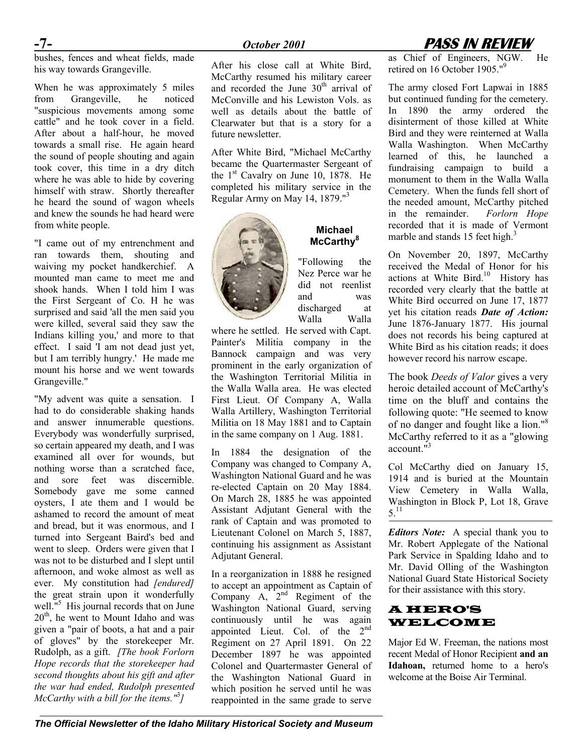bushes, fences and wheat fields, made his way towards Grangeville.

When he was approximately 5 miles from Grangeville, he noticed "suspicious movements among some cattle" and he took cover in a field. After about a half-hour, he moved towards a small rise. He again heard the sound of people shouting and again took cover, this time in a dry ditch where he was able to hide by covering himself with straw. Shortly thereafter he heard the sound of wagon wheels and knew the sounds he had heard were from white people.

"I came out of my entrenchment and ran towards them, shouting and waiving my pocket handkerchief. A mounted man came to meet me and shook hands. When I told him I was the First Sergeant of Co. H he was surprised and said 'all the men said you were killed, several said they saw the Indians killing you,' and more to that effect. I said 'I am not dead just yet, but I am terribly hungry.' He made me mount his horse and we went towards Grangeville."

"My advent was quite a sensation. I had to do considerable shaking hands and answer innumerable questions. Everybody was wonderfully surprised, so certain appeared my death, and I was examined all over for wounds, but nothing worse than a scratched face, and sore feet was discernible. Somebody gave me some canned oysters, I ate them and I would be ashamed to record the amount of meat and bread, but it was enormous, and I turned into Sergeant Baird's bed and went to sleep. Orders were given that I was not to be disturbed and I slept until afternoon, and woke almost as well as ever. My constitution had *[endured]* the great strain upon it wonderfully well."[5] His journal records that on June 20th, he went to Mount Idaho and was given a "pair of boots, a hat and a pair of gloves" by the storekeeper Mr. Rudolph, as a gift. *[The book Forlorn Hope records that the storekeeper had second thoughts about his gift and after the war had ended, Rudolph presented McCarthy with a bill for the items."[3]]*

After his close call at White Bird, McCarthy resumed his military career and recorded the June 30th arrival of McConville and his Lewiston Vols. as well as details about the battle of Clearwater but that is a story for a future newsletter.

After White Bird, "Michael McCarthy became the Quartermaster Sergeant of the 1st Cavalry on June 10, 1878. He completed his military service in the Regular Army on May 14, 1879."[3]

**Michael McCarthy[8]**

"Following the Nez Perce war he did not reenlist and was discharged at Walla Walla where he settled. He served with Capt. Painter's Militia company in the Bannock campaign and was very prominent in the early organization of the Washington Territorial Militia in the Walla Walla area. He was elected First Lieut. Of Company A, Walla Walla Artillery, Washington Territorial Militia on 18 May 1881 and to Captain in the same company on 1 Aug. 1881.

In 1884 the designation of the Company was changed to Company A, Washington National Guard and he was re-elected Captain on 20 May 1884. On March 28, 1885 he was appointed Assistant Adjutant General with the rank of Captain and was promoted to Lieutenant Colonel on March 5, 1887, continuing his assignment as Assistant Adjutant General.

In a reorganization in 1888 he resigned to accept an appointment as Captain of Company A, 2nd Regiment of the Washington National Guard, serving continuously until he was again appointed Lieut. Col. of the 2nd Regiment on 27 April 1891. On 22 December 1897 he was appointed Colonel and Quartermaster General of the Washington National Guard in which position he served until he was reappointed in the same grade to serve as Chief of Engineers, NGW. He retired on 16 October 1905."[9]

The army closed Fort Lapwai in 1885 but continued funding for the cemetery. In 1890 the army ordered the disinterment of those killed at White Bird and they were reinterned at Walla Walla Washington. When McCarthy learned of this, he launched a fundraising campaign to build a monument to them in the Walla Walla Cemetery. When the funds fell short of the needed amount, McCarthy pitched in the remainder. *Forlorn Hope* recorded that it is made of Vermont marble and stands 15 feet high.[3]

On November 20, 1897, McCarthy received the Medal of Honor for his actions at White Bird.[10] History has recorded very clearly that the battle at White Bird occurred on June 17, 1877 yet his citation reads ***Date of Action:*** June 1876-January 1877. His journal does not records his being captured at White Bird as his citation reads; it does however record his narrow escape.

The book *Deeds of Valor* gives a very heroic detailed account of McCarthy's time on the bluff and contains the following quote: "He seemed to know of no danger and fought like a lion."[8] McCarthy referred to it as a "glowing account."[3]

Col McCarthy died on January 15, 1914 and is buried at the Mountain View Cemetery in Walla Walla, Washington in Block P, Lot 18, Grave 5.[11]

***Editors Note:*** A special thank you to Mr. Robert Applegate of the National Park Service in Spalding Idaho and to Mr. David Olling of the Washington National Guard State Historical Society for their assistance with this story.

## A HERO'S WELCOME

Major Ed W. Freeman, the nations most recent Medal of Honor Recipient **and an Idahoan,** returned home to a hero's welcome at the Boise Air Terminal.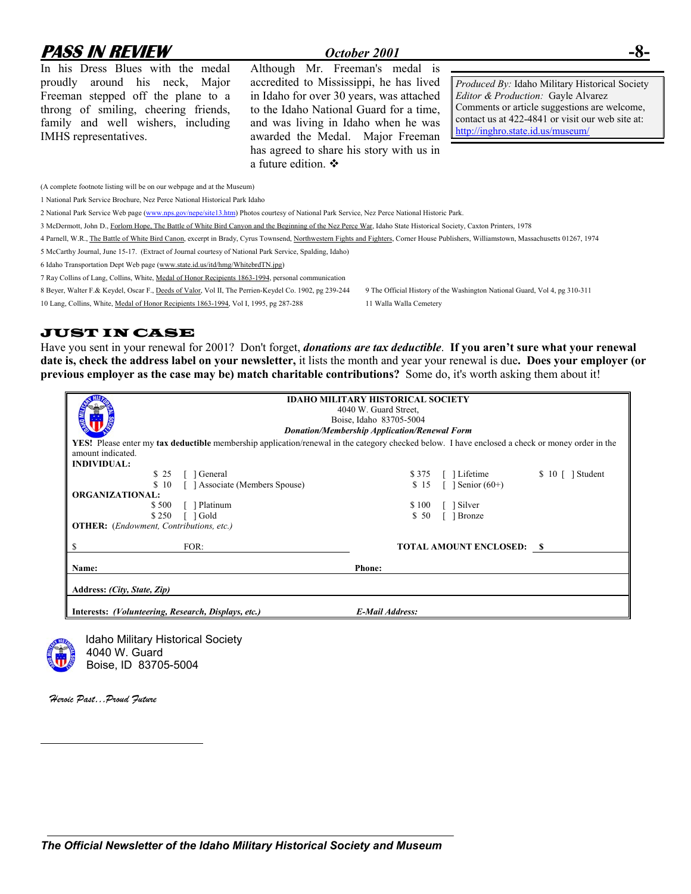In his Dress Blues with the medal proudly around his neck, Major Freeman stepped off the plane to a throng of smiling, cheering friends, family and well wishers, including IMHS representatives.

Although Mr. Freeman's medal is accredited to Mississippi, he has lived in Idaho for over 30 years, was attached to the Idaho National Guard for a time, and was living in Idaho when he was awarded the Medal. Major Freeman has agreed to share his story with us in a future edition. ❖

*Produced By:* Idaho Military Historical Society
*Editor & Production:* Gayle Alvarez
Comments or article suggestions are welcome, contact us at 422-4841 or visit our web site at: http://inghro.state.id.us/museum/

(A complete footnote listing will be on our webpage and at the Museum)

1 National Park Service Brochure, Nez Perce National Historical Park Idaho

2 National Park Service Web page (www.nps.gov/nepe/site13.htm) Photos courtesy of National Park Service, Nez Perce National Historic Park.

3 McDermott, John D., Forlorn Hope, The Battle of White Bird Canyon and the Beginning of the Nez Perce War, Idaho State Historical Society, Caxton Printers, 1978

4 Parnell, W.R., The Battle of White Bird Canon, excerpt in Brady, Cyrus Townsend, Northwestern Fights and Fighters, Corner House Publishers, Williamstown, Massachusetts 01267, 1974

5 McCarthy Journal, June 15-17. (Extract of Journal courtesy of National Park Service, Spalding, Idaho)

6 Idaho Transportation Dept Web page (www.state.id.us/itd/hmg/WhitebrdTN.jpg)

7 Ray Collins of Lang, Collins, White, Medal of Honor Recipients 1863-1994, personal communication

8 Beyer, Walter F.& Keydel, Oscar F., Deeds of Valor, Vol II, The Perrien-Keydel Co. 1902, pg 239-244

9 The Official History of the Washington National Guard, Vol 4, pg 310-311

10 Lang, Collins, White, Medal of Honor Recipients 1863-1994, Vol I, 1995, pg 287-288

11 Walla Walla Cemetery

## JUST IN CASE

Have you sent in your renewal for 2001? Don't forget, ***donations are tax deductible***. **If you aren't sure what your renewal date is, check the address label on your newsletter,** it lists the month and year your renewal is due**. Does your employer (or previous employer as the case may be) match charitable contributions?** Some do, it's worth asking them about it!

**IDAHO MILITARY HISTORICAL SOCIETY**
4040 W. Guard Street,
Boise, Idaho 83705-5004
***Donation/Membership Application/Renewal Form***

**YES!** Please enter my **tax deductible** membership application/renewal in the category checked below. I have enclosed a check or money order in the amount indicated.

**INDIVIDUAL:**

| | | | | | |
|---|---|---|---|---|---|
| $ 25 | [ ] General | $ 375 | [ ] Lifetime | $ 10 | [ ] Student |
| $ 10 | [ ] Associate (Members Spouse) | $ 15 | [ ] Senior (60+) | | |

**ORGANIZATIONAL:**

| | | | |
|---|---|---|---|
| $ 500 | [ ] Platinum | $ 100 | [ ] Silver |
| $ 250 | [ ] Gold | $ 50 | [ ] Bronze |

**OTHER:** (*Endowment, Contributions, etc.)*

$ FOR: **TOTAL AMOUNT ENCLOSED: $**

**Name:** **Phone:**

**Address: *(City, State, Zip)***

**Interests: *(Volunteering, Research, Displays, etc.)*** ***E-Mail Address:***

Idaho Military Historical Society
4040 W. Guard
Boise, ID 83705-5004

*Heroic Past...Proud Future*

***The Official Newsletter of the Idaho Military Historical Society and Museum***